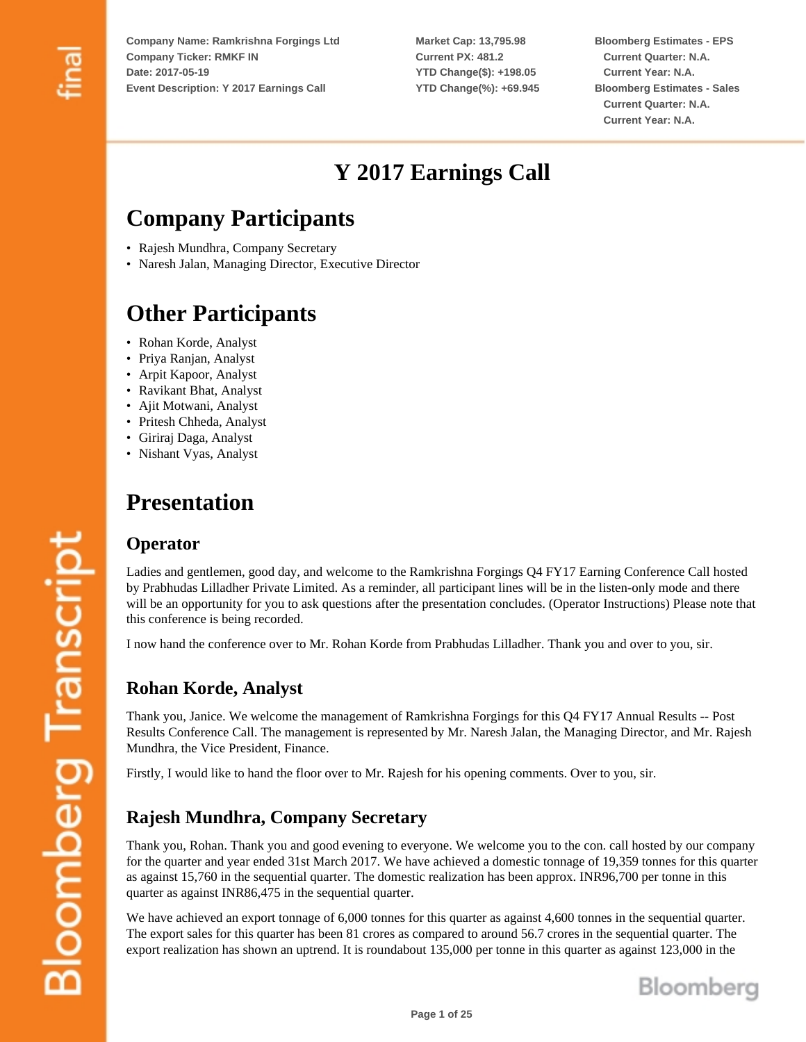Company Name: Ramkrishna Forgings Ltd
Company Ticker: RMKF IN
Date: 2017-05-19
Event Description: Y 2017 Earnings Call

Market Cap: 13,795.98
Current PX: 481.2
YTD Change($): +198.05
YTD Change(%): +69.945

Bloomberg Estimates - EPS
Current Quarter: N.A.
Current Year: N.A.
Bloomberg Estimates - Sales
Current Quarter: N.A.
Current Year: N.A.

# Y 2017 Earnings Call

## Company Participants

- Rajesh Mundhra, Company Secretary
- Naresh Jalan, Managing Director, Executive Director

## Other Participants

- Rohan Korde, Analyst
- Priya Ranjan, Analyst
- Arpit Kapoor, Analyst
- Ravikant Bhat, Analyst
- Ajit Motwani, Analyst
- Pritesh Chheda, Analyst
- Giriraj Daga, Analyst
- Nishant Vyas, Analyst

## Presentation

### Operator

Ladies and gentlemen, good day, and welcome to the Ramkrishna Forgings Q4 FY17 Earning Conference Call hosted by Prabhudas Lilladher Private Limited. As a reminder, all participant lines will be in the listen-only mode and there will be an opportunity for you to ask questions after the presentation concludes. (Operator Instructions) Please note that this conference is being recorded.

I now hand the conference over to Mr. Rohan Korde from Prabhudas Lilladher. Thank you and over to you, sir.

### Rohan Korde, Analyst

Thank you, Janice. We welcome the management of Ramkrishna Forgings for this Q4 FY17 Annual Results -- Post Results Conference Call. The management is represented by Mr. Naresh Jalan, the Managing Director, and Mr. Rajesh Mundhra, the Vice President, Finance.

Firstly, I would like to hand the floor over to Mr. Rajesh for his opening comments. Over to you, sir.

### Rajesh Mundhra, Company Secretary

Thank you, Rohan. Thank you and good evening to everyone. We welcome you to the con. call hosted by our company for the quarter and year ended 31st March 2017. We have achieved a domestic tonnage of 19,359 tonnes for this quarter as against 15,760 in the sequential quarter. The domestic realization has been approx. INR96,700 per tonne in this quarter as against INR86,475 in the sequential quarter.

We have achieved an export tonnage of 6,000 tonnes for this quarter as against 4,600 tonnes in the sequential quarter. The export sales for this quarter has been 81 crores as compared to around 56.7 crores in the sequential quarter. The export realization has shown an uptrend. It is roundabout 135,000 per tonne in this quarter as against 123,000 in the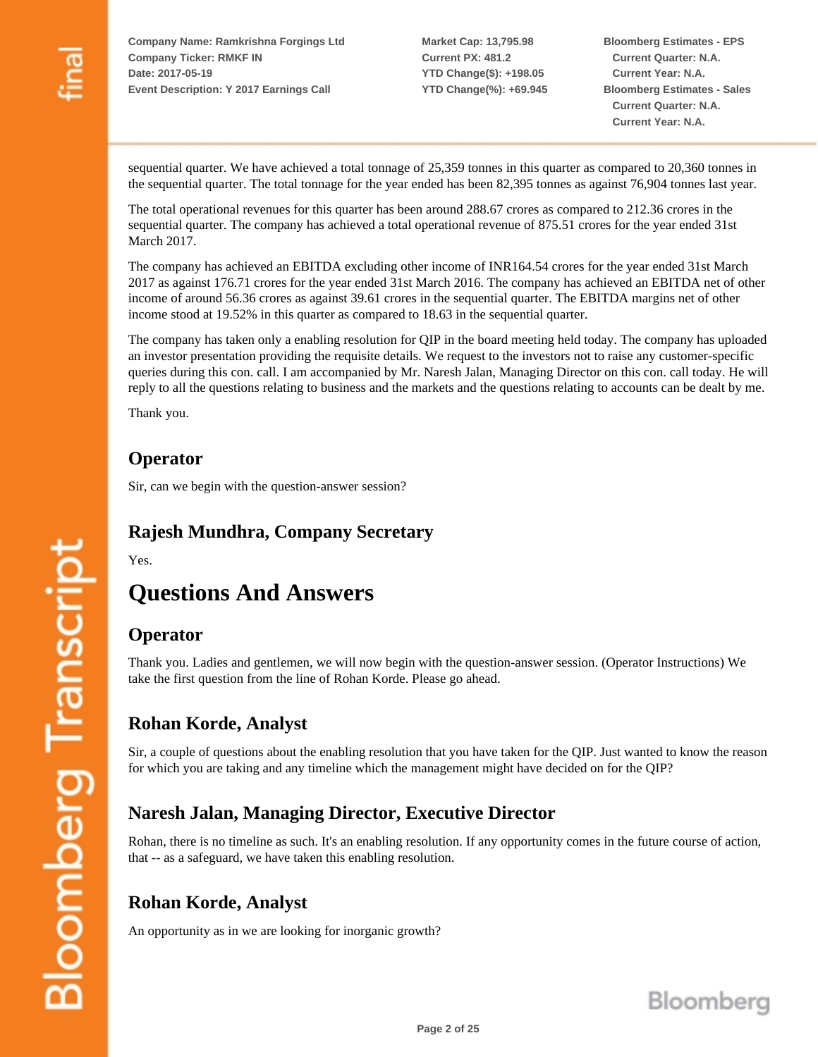sequential quarter. We have achieved a total tonnage of 25,359 tonnes in this quarter as compared to 20,360 tonnes in the sequential quarter. The total tonnage for the year ended has been 82,395 tonnes as against 76,904 tonnes last year.

The total operational revenues for this quarter has been around 288.67 crores as compared to 212.36 crores in the sequential quarter. The company has achieved a total operational revenue of 875.51 crores for the year ended 31st March 2017.

The company has achieved an EBITDA excluding other income of INR164.54 crores for the year ended 31st March 2017 as against 176.71 crores for the year ended 31st March 2016. The company has achieved an EBITDA net of other income of around 56.36 crores as against 39.61 crores in the sequential quarter. The EBITDA margins net of other income stood at 19.52% in this quarter as compared to 18.63 in the sequential quarter.

The company has taken only a enabling resolution for QIP in the board meeting held today. The company has uploaded an investor presentation providing the requisite details. We request to the investors not to raise any customer-specific queries during this con. call. I am accompanied by Mr. Naresh Jalan, Managing Director on this con. call today. He will reply to all the questions relating to business and the markets and the questions relating to accounts can be dealt by me.

Thank you.

## Operator

Sir, can we begin with the question-answer session?

## Rajesh Mundhra, Company Secretary

Yes.

# Questions And Answers

## Operator

Thank you. Ladies and gentlemen, we will now begin with the question-answer session. (Operator Instructions) We take the first question from the line of Rohan Korde. Please go ahead.

## Rohan Korde, Analyst

Sir, a couple of questions about the enabling resolution that you have taken for the QIP. Just wanted to know the reason for which you are taking and any timeline which the management might have decided on for the QIP?

## Naresh Jalan, Managing Director, Executive Director

Rohan, there is no timeline as such. It's an enabling resolution. If any opportunity comes in the future course of action, that -- as a safeguard, we have taken this enabling resolution.

## Rohan Korde, Analyst

An opportunity as in we are looking for inorganic growth?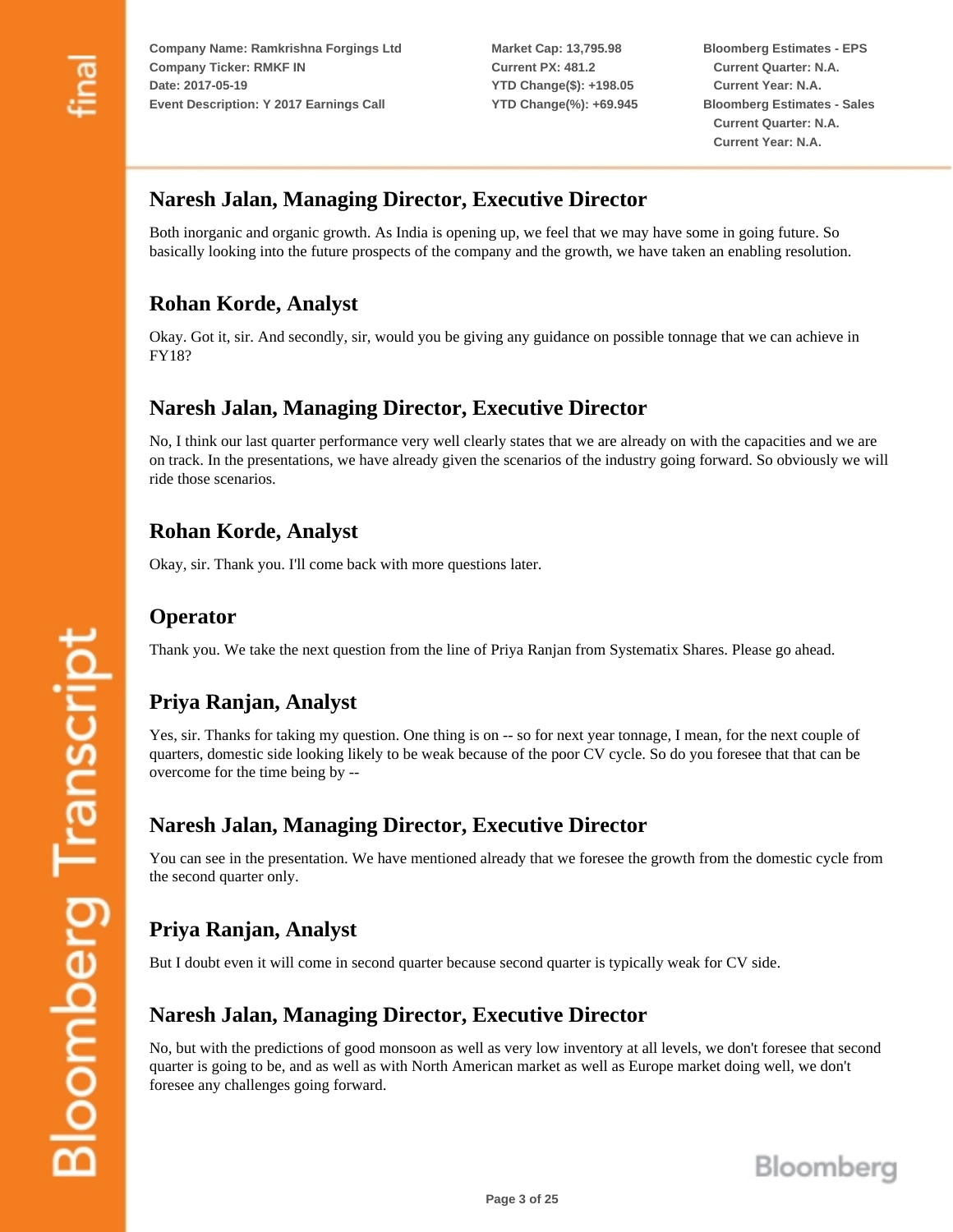## Naresh Jalan, Managing Director, Executive Director

Both inorganic and organic growth. As India is opening up, we feel that we may have some in going future. So basically looking into the future prospects of the company and the growth, we have taken an enabling resolution.

## Rohan Korde, Analyst

Okay. Got it, sir. And secondly, sir, would you be giving any guidance on possible tonnage that we can achieve in FY18?

## Naresh Jalan, Managing Director, Executive Director

No, I think our last quarter performance very well clearly states that we are already on with the capacities and we are on track. In the presentations, we have already given the scenarios of the industry going forward. So obviously we will ride those scenarios.

## Rohan Korde, Analyst

Okay, sir. Thank you. I'll come back with more questions later.

## Operator

Thank you. We take the next question from the line of Priya Ranjan from Systematix Shares. Please go ahead.

## Priya Ranjan, Analyst

Yes, sir. Thanks for taking my question. One thing is on -- so for next year tonnage, I mean, for the next couple of quarters, domestic side looking likely to be weak because of the poor CV cycle. So do you foresee that that can be overcome for the time being by --

## Naresh Jalan, Managing Director, Executive Director

You can see in the presentation. We have mentioned already that we foresee the growth from the domestic cycle from the second quarter only.

## Priya Ranjan, Analyst

But I doubt even it will come in second quarter because second quarter is typically weak for CV side.

## Naresh Jalan, Managing Director, Executive Director

No, but with the predictions of good monsoon as well as very low inventory at all levels, we don't foresee that second quarter is going to be, and as well as with North American market as well as Europe market doing well, we don't foresee any challenges going forward.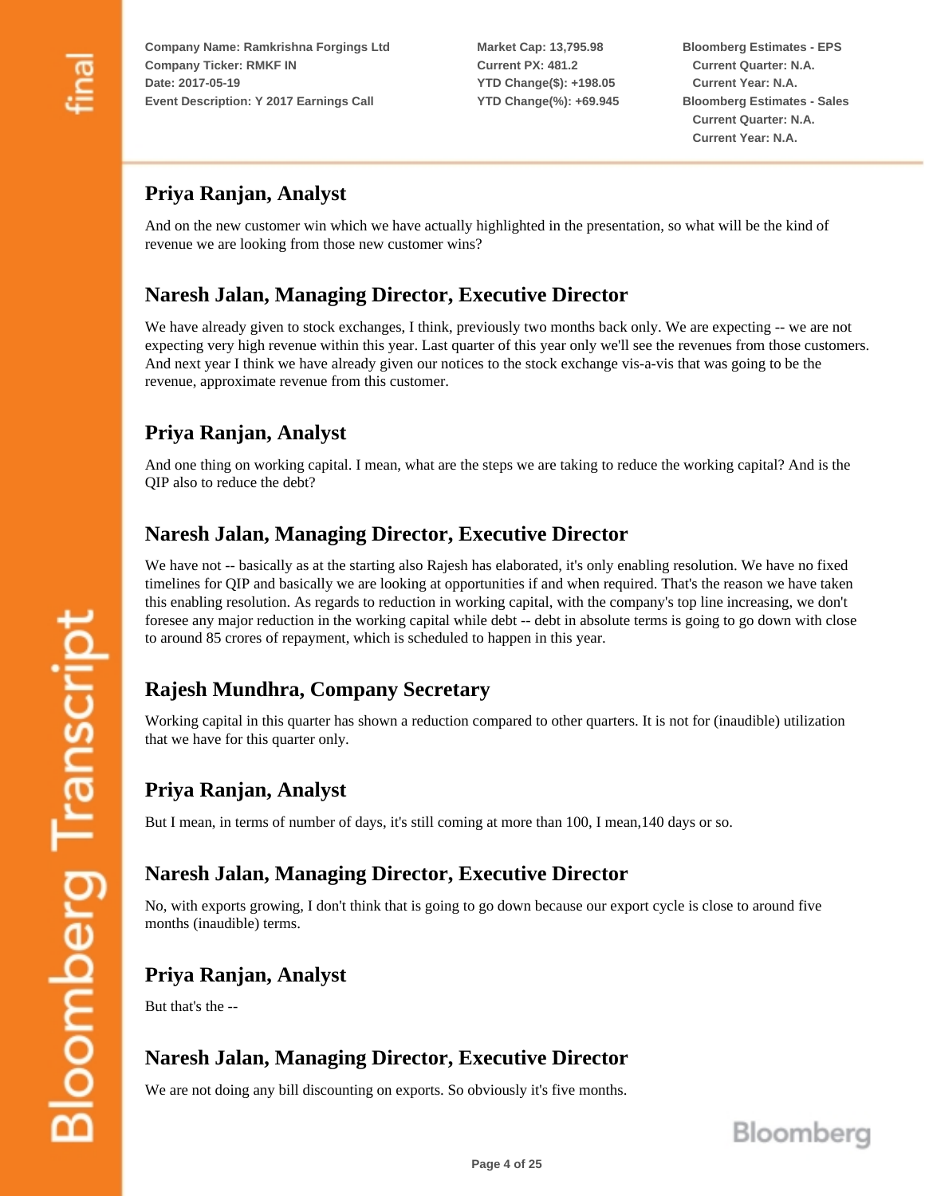## Priya Ranjan, Analyst

And on the new customer win which we have actually highlighted in the presentation, so what will be the kind of revenue we are looking from those new customer wins?

## Naresh Jalan, Managing Director, Executive Director

We have already given to stock exchanges, I think, previously two months back only. We are expecting -- we are not expecting very high revenue within this year. Last quarter of this year only we'll see the revenues from those customers. And next year I think we have already given our notices to the stock exchange vis-a-vis that was going to be the revenue, approximate revenue from this customer.

## Priya Ranjan, Analyst

And one thing on working capital. I mean, what are the steps we are taking to reduce the working capital? And is the QIP also to reduce the debt?

## Naresh Jalan, Managing Director, Executive Director

We have not -- basically as at the starting also Rajesh has elaborated, it's only enabling resolution. We have no fixed timelines for QIP and basically we are looking at opportunities if and when required. That's the reason we have taken this enabling resolution. As regards to reduction in working capital, with the company's top line increasing, we don't foresee any major reduction in the working capital while debt -- debt in absolute terms is going to go down with close to around 85 crores of repayment, which is scheduled to happen in this year.

## Rajesh Mundhra, Company Secretary

Working capital in this quarter has shown a reduction compared to other quarters. It is not for (inaudible) utilization that we have for this quarter only.

## Priya Ranjan, Analyst

But I mean, in terms of number of days, it's still coming at more than 100, I mean,140 days or so.

## Naresh Jalan, Managing Director, Executive Director

No, with exports growing, I don't think that is going to go down because our export cycle is close to around five months (inaudible) terms.

## Priya Ranjan, Analyst

But that's the --

## Naresh Jalan, Managing Director, Executive Director

We are not doing any bill discounting on exports. So obviously it's five months.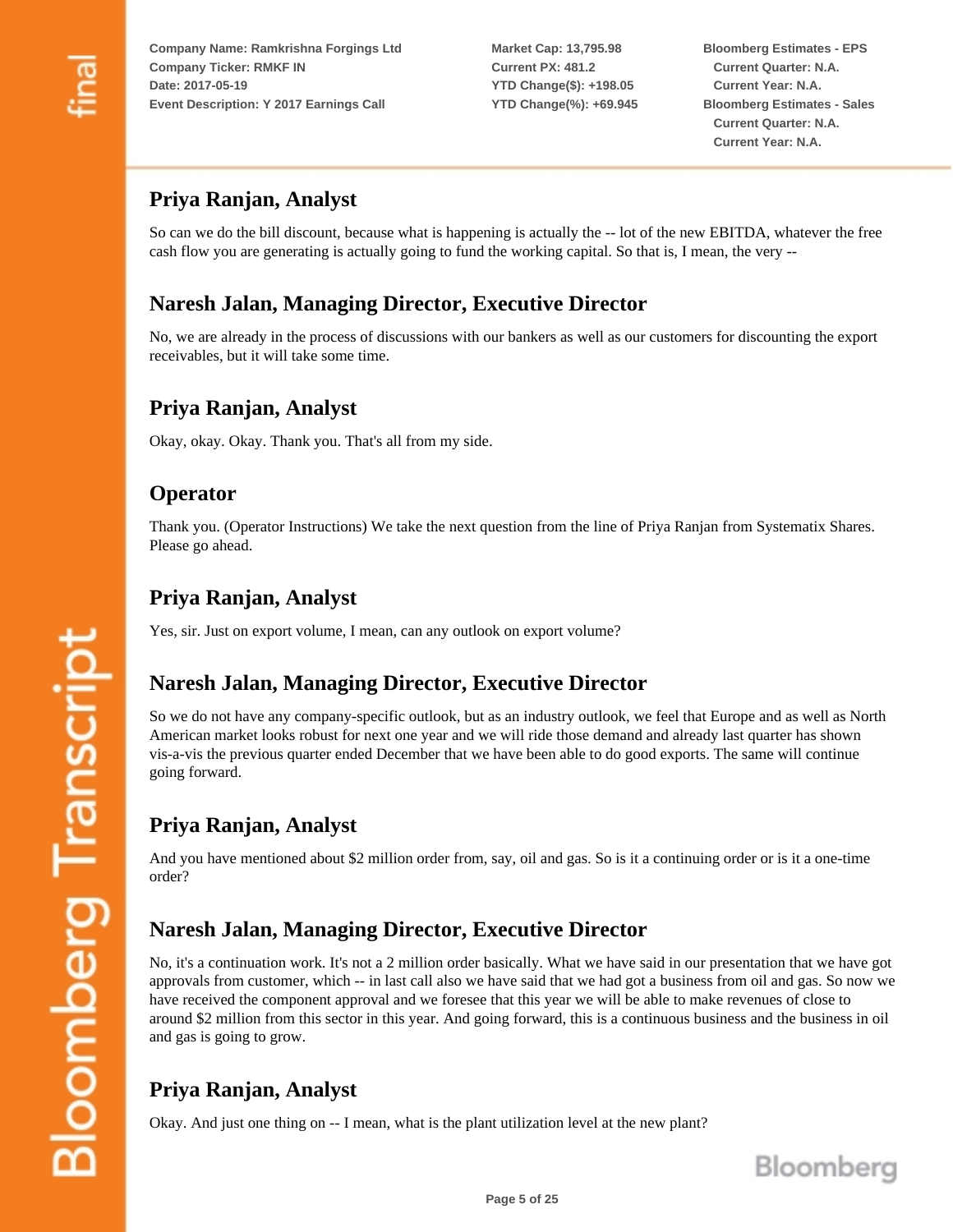## Priya Ranjan, Analyst

So can we do the bill discount, because what is happening is actually the -- lot of the new EBITDA, whatever the free cash flow you are generating is actually going to fund the working capital. So that is, I mean, the very --

## Naresh Jalan, Managing Director, Executive Director

No, we are already in the process of discussions with our bankers as well as our customers for discounting the export receivables, but it will take some time.

## Priya Ranjan, Analyst

Okay, okay. Okay. Thank you. That's all from my side.

## Operator

Thank you. (Operator Instructions) We take the next question from the line of Priya Ranjan from Systematix Shares. Please go ahead.

## Priya Ranjan, Analyst

Yes, sir. Just on export volume, I mean, can any outlook on export volume?

## Naresh Jalan, Managing Director, Executive Director

So we do not have any company-specific outlook, but as an industry outlook, we feel that Europe and as well as North American market looks robust for next one year and we will ride those demand and already last quarter has shown vis-a-vis the previous quarter ended December that we have been able to do good exports. The same will continue going forward.

## Priya Ranjan, Analyst

And you have mentioned about $2 million order from, say, oil and gas. So is it a continuing order or is it a one-time order?

## Naresh Jalan, Managing Director, Executive Director

No, it's a continuation work. It's not a 2 million order basically. What we have said in our presentation that we have got approvals from customer, which -- in last call also we have said that we had got a business from oil and gas. So now we have received the component approval and we foresee that this year we will be able to make revenues of close to around $2 million from this sector in this year. And going forward, this is a continuous business and the business in oil and gas is going to grow.

## Priya Ranjan, Analyst

Okay. And just one thing on -- I mean, what is the plant utilization level at the new plant?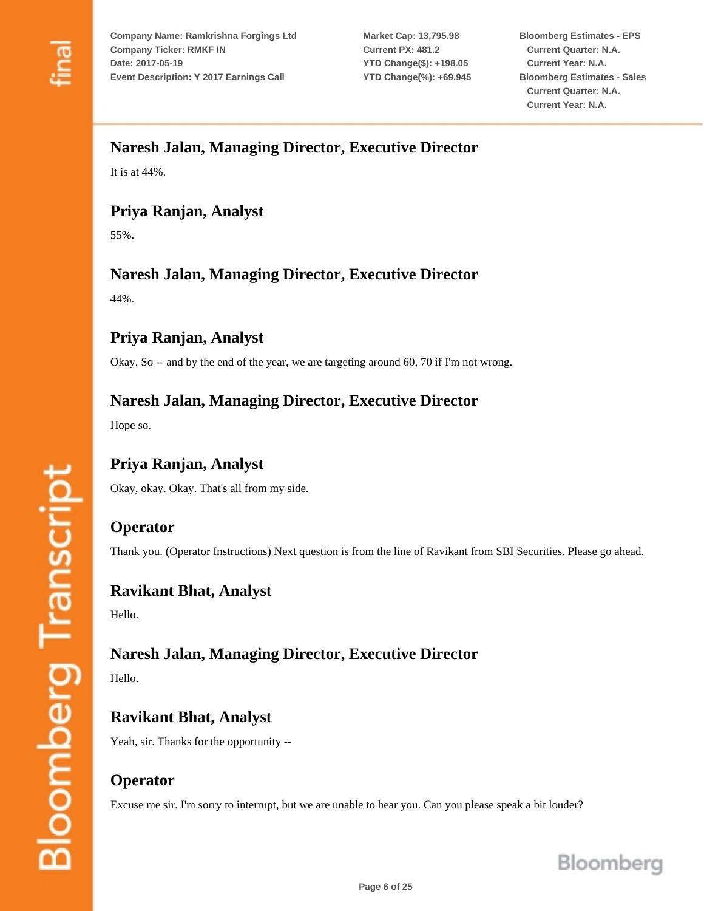## Naresh Jalan, Managing Director, Executive Director

It is at 44%.

## Priya Ranjan, Analyst

55%.

## Naresh Jalan, Managing Director, Executive Director

44%.

## Priya Ranjan, Analyst

Okay. So -- and by the end of the year, we are targeting around 60, 70 if I'm not wrong.

## Naresh Jalan, Managing Director, Executive Director

Hope so.

## Priya Ranjan, Analyst

Okay, okay. Okay. That's all from my side.

## Operator

Thank you. (Operator Instructions) Next question is from the line of Ravikant from SBI Securities. Please go ahead.

## Ravikant Bhat, Analyst

Hello.

## Naresh Jalan, Managing Director, Executive Director

Hello.

## Ravikant Bhat, Analyst

Yeah, sir. Thanks for the opportunity --

## Operator

Excuse me sir. I'm sorry to interrupt, but we are unable to hear you. Can you please speak a bit louder?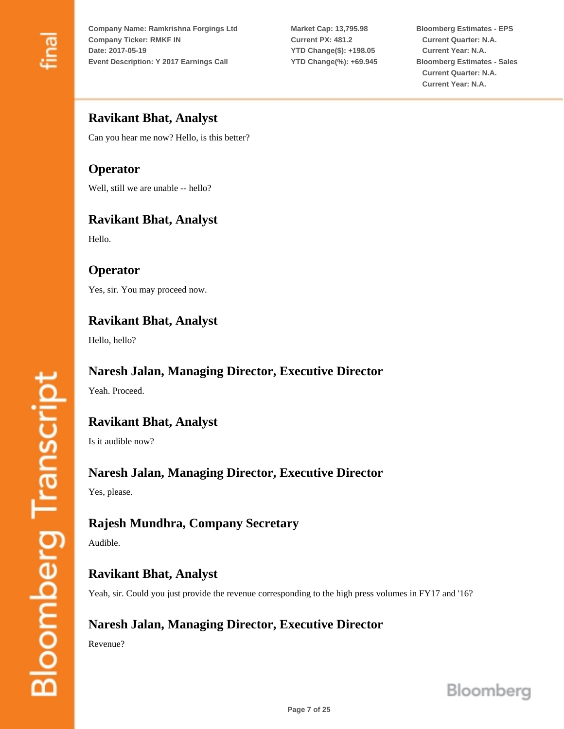### Ravikant Bhat, Analyst

Can you hear me now? Hello, is this better?

### Operator

Well, still we are unable -- hello?

### Ravikant Bhat, Analyst

Hello.

### Operator

Yes, sir. You may proceed now.

### Ravikant Bhat, Analyst

Hello, hello?

### Naresh Jalan, Managing Director, Executive Director

Yeah. Proceed.

### Ravikant Bhat, Analyst

Is it audible now?

### Naresh Jalan, Managing Director, Executive Director

Yes, please.

### Rajesh Mundhra, Company Secretary

Audible.

### Ravikant Bhat, Analyst

Yeah, sir. Could you just provide the revenue corresponding to the high press volumes in FY17 and '16?

### Naresh Jalan, Managing Director, Executive Director

Revenue?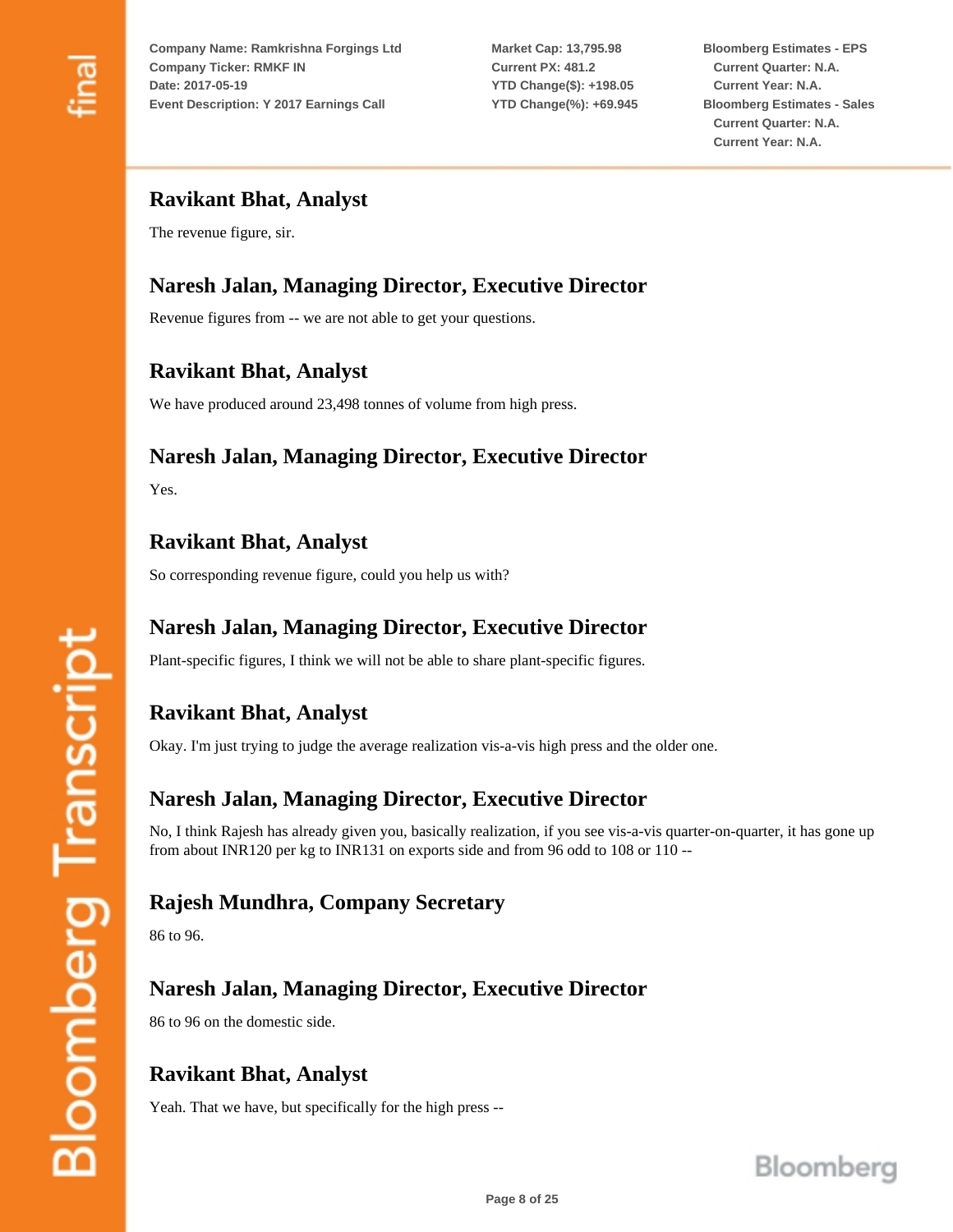### Ravikant Bhat, Analyst

The revenue figure, sir.

### Naresh Jalan, Managing Director, Executive Director

Revenue figures from -- we are not able to get your questions.

### Ravikant Bhat, Analyst

We have produced around 23,498 tonnes of volume from high press.

### Naresh Jalan, Managing Director, Executive Director

Yes.

### Ravikant Bhat, Analyst

So corresponding revenue figure, could you help us with?

### Naresh Jalan, Managing Director, Executive Director

Plant-specific figures, I think we will not be able to share plant-specific figures.

### Ravikant Bhat, Analyst

Okay. I'm just trying to judge the average realization vis-a-vis high press and the older one.

### Naresh Jalan, Managing Director, Executive Director

No, I think Rajesh has already given you, basically realization, if you see vis-a-vis quarter-on-quarter, it has gone up from about INR120 per kg to INR131 on exports side and from 96 odd to 108 or 110 --

### Rajesh Mundhra, Company Secretary

86 to 96.

### Naresh Jalan, Managing Director, Executive Director

86 to 96 on the domestic side.

### Ravikant Bhat, Analyst

Yeah. That we have, but specifically for the high press --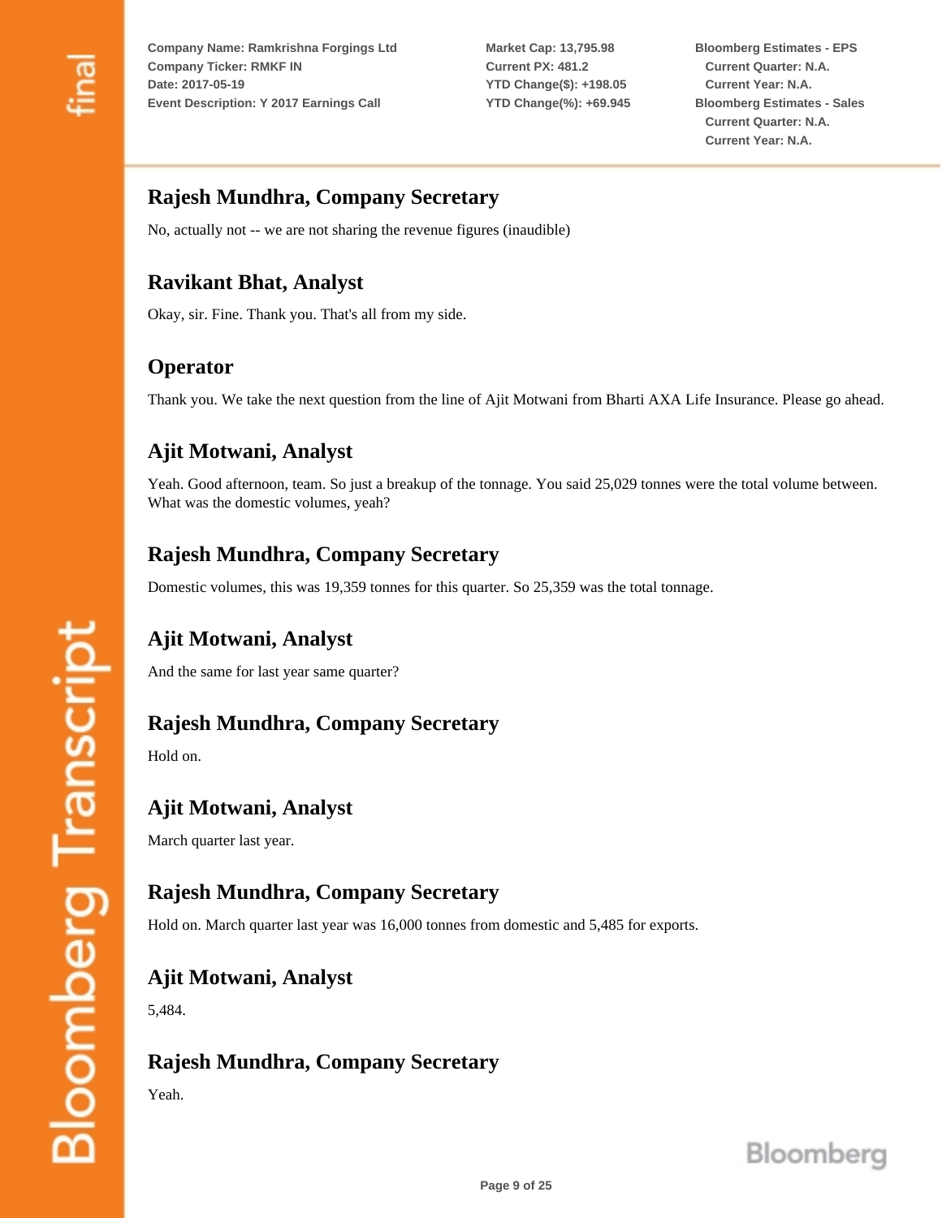## Rajesh Mundhra, Company Secretary

No, actually not -- we are not sharing the revenue figures (inaudible)

## Ravikant Bhat, Analyst

Okay, sir. Fine. Thank you. That's all from my side.

## Operator

Thank you. We take the next question from the line of Ajit Motwani from Bharti AXA Life Insurance. Please go ahead.

## Ajit Motwani, Analyst

Yeah. Good afternoon, team. So just a breakup of the tonnage. You said 25,029 tonnes were the total volume between. What was the domestic volumes, yeah?

## Rajesh Mundhra, Company Secretary

Domestic volumes, this was 19,359 tonnes for this quarter. So 25,359 was the total tonnage.

## Ajit Motwani, Analyst

And the same for last year same quarter?

## Rajesh Mundhra, Company Secretary

Hold on.

## Ajit Motwani, Analyst

March quarter last year.

## Rajesh Mundhra, Company Secretary

Hold on. March quarter last year was 16,000 tonnes from domestic and 5,485 for exports.

## Ajit Motwani, Analyst

5,484.

## Rajesh Mundhra, Company Secretary

Yeah.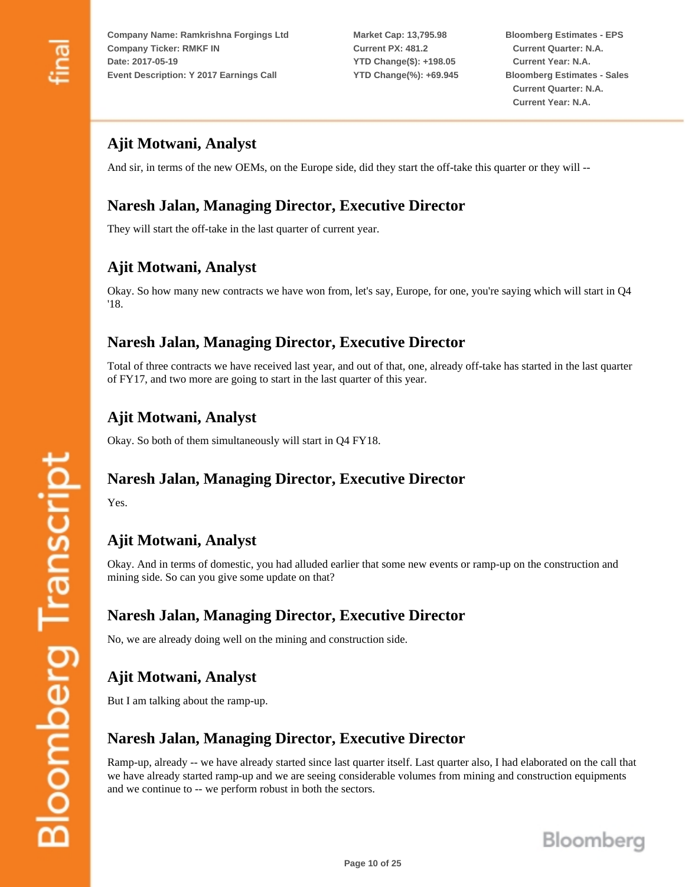## Ajit Motwani, Analyst

And sir, in terms of the new OEMs, on the Europe side, did they start the off-take this quarter or they will --

## Naresh Jalan, Managing Director, Executive Director

They will start the off-take in the last quarter of current year.

## Ajit Motwani, Analyst

Okay. So how many new contracts we have won from, let's say, Europe, for one, you're saying which will start in Q4 '18.

## Naresh Jalan, Managing Director, Executive Director

Total of three contracts we have received last year, and out of that, one, already off-take has started in the last quarter of FY17, and two more are going to start in the last quarter of this year.

## Ajit Motwani, Analyst

Okay. So both of them simultaneously will start in Q4 FY18.

## Naresh Jalan, Managing Director, Executive Director

Yes.

## Ajit Motwani, Analyst

Okay. And in terms of domestic, you had alluded earlier that some new events or ramp-up on the construction and mining side. So can you give some update on that?

## Naresh Jalan, Managing Director, Executive Director

No, we are already doing well on the mining and construction side.

## Ajit Motwani, Analyst

But I am talking about the ramp-up.

## Naresh Jalan, Managing Director, Executive Director

Ramp-up, already -- we have already started since last quarter itself. Last quarter also, I had elaborated on the call that we have already started ramp-up and we are seeing considerable volumes from mining and construction equipments and we continue to -- we perform robust in both the sectors.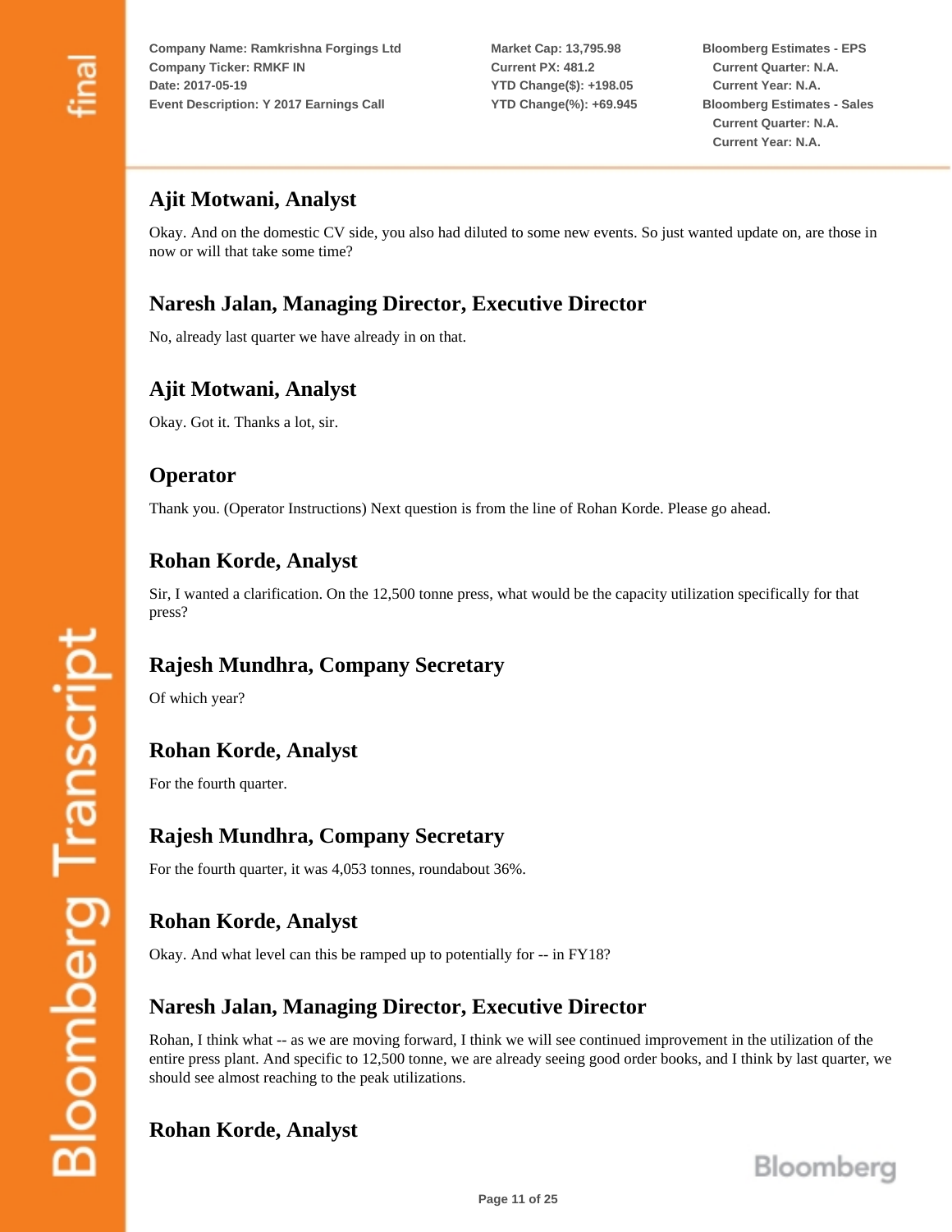## Ajit Motwani, Analyst

Okay. And on the domestic CV side, you also had diluted to some new events. So just wanted update on, are those in now or will that take some time?

## Naresh Jalan, Managing Director, Executive Director

No, already last quarter we have already in on that.

## Ajit Motwani, Analyst

Okay. Got it. Thanks a lot, sir.

## Operator

Thank you. (Operator Instructions) Next question is from the line of Rohan Korde. Please go ahead.

## Rohan Korde, Analyst

Sir, I wanted a clarification. On the 12,500 tonne press, what would be the capacity utilization specifically for that press?

## Rajesh Mundhra, Company Secretary

Of which year?

## Rohan Korde, Analyst

For the fourth quarter.

## Rajesh Mundhra, Company Secretary

For the fourth quarter, it was 4,053 tonnes, roundabout 36%.

## Rohan Korde, Analyst

Okay. And what level can this be ramped up to potentially for -- in FY18?

## Naresh Jalan, Managing Director, Executive Director

Rohan, I think what -- as we are moving forward, I think we will see continued improvement in the utilization of the entire press plant. And specific to 12,500 tonne, we are already seeing good order books, and I think by last quarter, we should see almost reaching to the peak utilizations.

## Rohan Korde, Analyst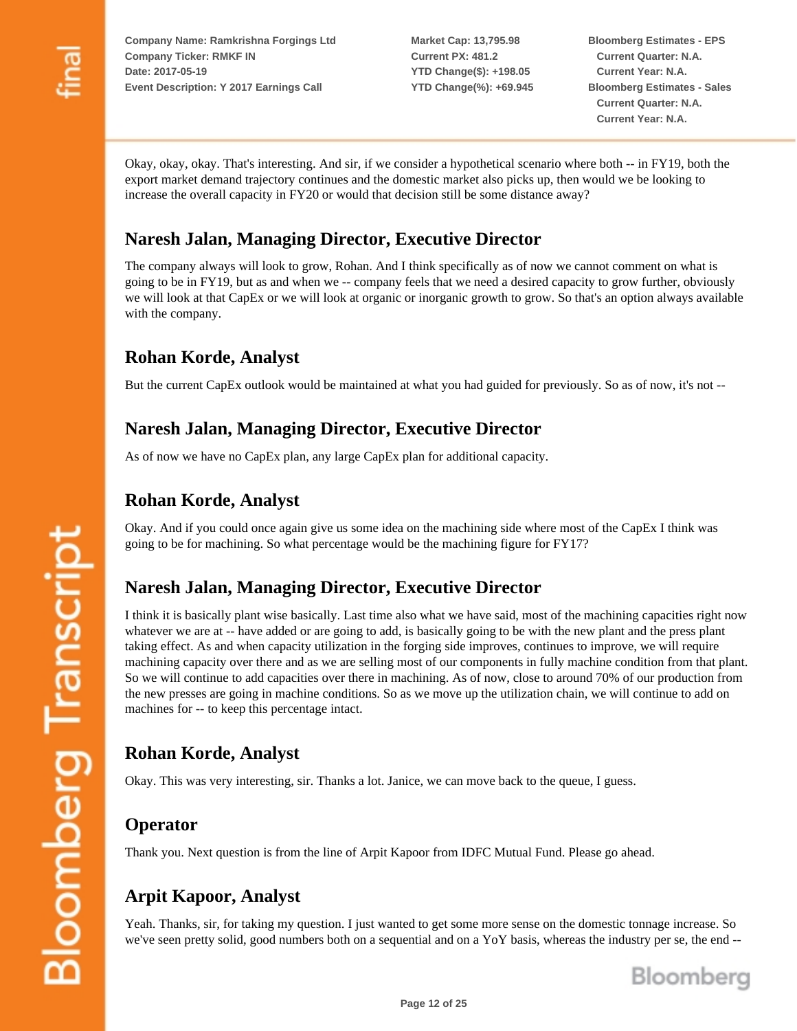Okay, okay, okay. That's interesting. And sir, if we consider a hypothetical scenario where both -- in FY19, both the export market demand trajectory continues and the domestic market also picks up, then would we be looking to increase the overall capacity in FY20 or would that decision still be some distance away?

## Naresh Jalan, Managing Director, Executive Director

The company always will look to grow, Rohan. And I think specifically as of now we cannot comment on what is going to be in FY19, but as and when we -- company feels that we need a desired capacity to grow further, obviously we will look at that CapEx or we will look at organic or inorganic growth to grow. So that's an option always available with the company.

## Rohan Korde, Analyst

But the current CapEx outlook would be maintained at what you had guided for previously. So as of now, it's not --

## Naresh Jalan, Managing Director, Executive Director

As of now we have no CapEx plan, any large CapEx plan for additional capacity.

## Rohan Korde, Analyst

Okay. And if you could once again give us some idea on the machining side where most of the CapEx I think was going to be for machining. So what percentage would be the machining figure for FY17?

## Naresh Jalan, Managing Director, Executive Director

I think it is basically plant wise basically. Last time also what we have said, most of the machining capacities right now whatever we are at -- have added or are going to add, is basically going to be with the new plant and the press plant taking effect. As and when capacity utilization in the forging side improves, continues to improve, we will require machining capacity over there and as we are selling most of our components in fully machine condition from that plant. So we will continue to add capacities over there in machining. As of now, close to around 70% of our production from the new presses are going in machine conditions. So as we move up the utilization chain, we will continue to add on machines for -- to keep this percentage intact.

## Rohan Korde, Analyst

Okay. This was very interesting, sir. Thanks a lot. Janice, we can move back to the queue, I guess.

## Operator

Thank you. Next question is from the line of Arpit Kapoor from IDFC Mutual Fund. Please go ahead.

## Arpit Kapoor, Analyst

Yeah. Thanks, sir, for taking my question. I just wanted to get some more sense on the domestic tonnage increase. So we've seen pretty solid, good numbers both on a sequential and on a YoY basis, whereas the industry per se, the end --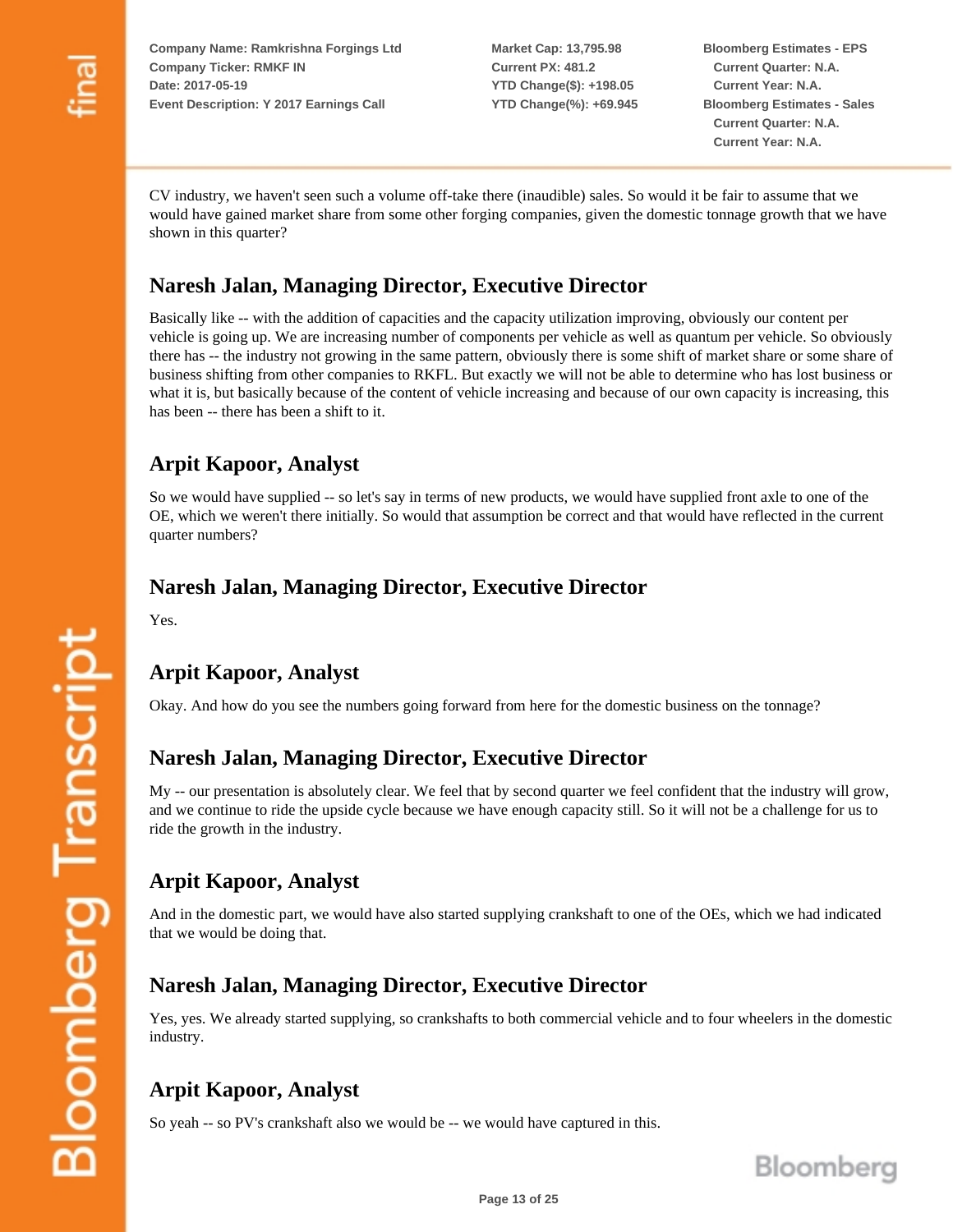CV industry, we haven't seen such a volume off-take there (inaudible) sales. So would it be fair to assume that we would have gained market share from some other forging companies, given the domestic tonnage growth that we have shown in this quarter?

## Naresh Jalan, Managing Director, Executive Director

Basically like -- with the addition of capacities and the capacity utilization improving, obviously our content per vehicle is going up. We are increasing number of components per vehicle as well as quantum per vehicle. So obviously there has -- the industry not growing in the same pattern, obviously there is some shift of market share or some share of business shifting from other companies to RKFL. But exactly we will not be able to determine who has lost business or what it is, but basically because of the content of vehicle increasing and because of our own capacity is increasing, this has been -- there has been a shift to it.

## Arpit Kapoor, Analyst

So we would have supplied -- so let's say in terms of new products, we would have supplied front axle to one of the OE, which we weren't there initially. So would that assumption be correct and that would have reflected in the current quarter numbers?

## Naresh Jalan, Managing Director, Executive Director

Yes.

## Arpit Kapoor, Analyst

Okay. And how do you see the numbers going forward from here for the domestic business on the tonnage?

## Naresh Jalan, Managing Director, Executive Director

My -- our presentation is absolutely clear. We feel that by second quarter we feel confident that the industry will grow, and we continue to ride the upside cycle because we have enough capacity still. So it will not be a challenge for us to ride the growth in the industry.

## Arpit Kapoor, Analyst

And in the domestic part, we would have also started supplying crankshaft to one of the OEs, which we had indicated that we would be doing that.

## Naresh Jalan, Managing Director, Executive Director

Yes, yes. We already started supplying, so crankshafts to both commercial vehicle and to four wheelers in the domestic industry.

## Arpit Kapoor, Analyst

So yeah -- so PV's crankshaft also we would be -- we would have captured in this.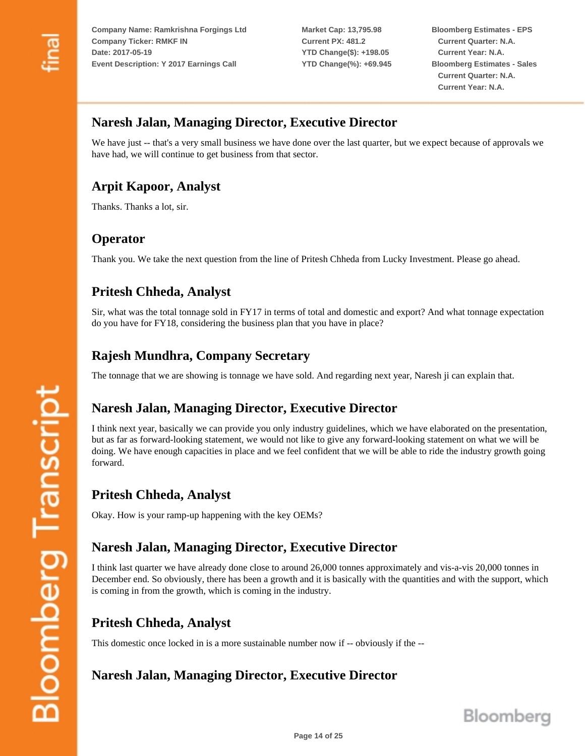## Naresh Jalan, Managing Director, Executive Director

We have just -- that's a very small business we have done over the last quarter, but we expect because of approvals we have had, we will continue to get business from that sector.

## Arpit Kapoor, Analyst

Thanks. Thanks a lot, sir.

## Operator

Thank you. We take the next question from the line of Pritesh Chheda from Lucky Investment. Please go ahead.

## Pritesh Chheda, Analyst

Sir, what was the total tonnage sold in FY17 in terms of total and domestic and export? And what tonnage expectation do you have for FY18, considering the business plan that you have in place?

## Rajesh Mundhra, Company Secretary

The tonnage that we are showing is tonnage we have sold. And regarding next year, Naresh ji can explain that.

## Naresh Jalan, Managing Director, Executive Director

I think next year, basically we can provide you only industry guidelines, which we have elaborated on the presentation, but as far as forward-looking statement, we would not like to give any forward-looking statement on what we will be doing. We have enough capacities in place and we feel confident that we will be able to ride the industry growth going forward.

## Pritesh Chheda, Analyst

Okay. How is your ramp-up happening with the key OEMs?

## Naresh Jalan, Managing Director, Executive Director

I think last quarter we have already done close to around 26,000 tonnes approximately and vis-a-vis 20,000 tonnes in December end. So obviously, there has been a growth and it is basically with the quantities and with the support, which is coming in from the growth, which is coming in the industry.

## Pritesh Chheda, Analyst

This domestic once locked in is a more sustainable number now if -- obviously if the --

## Naresh Jalan, Managing Director, Executive Director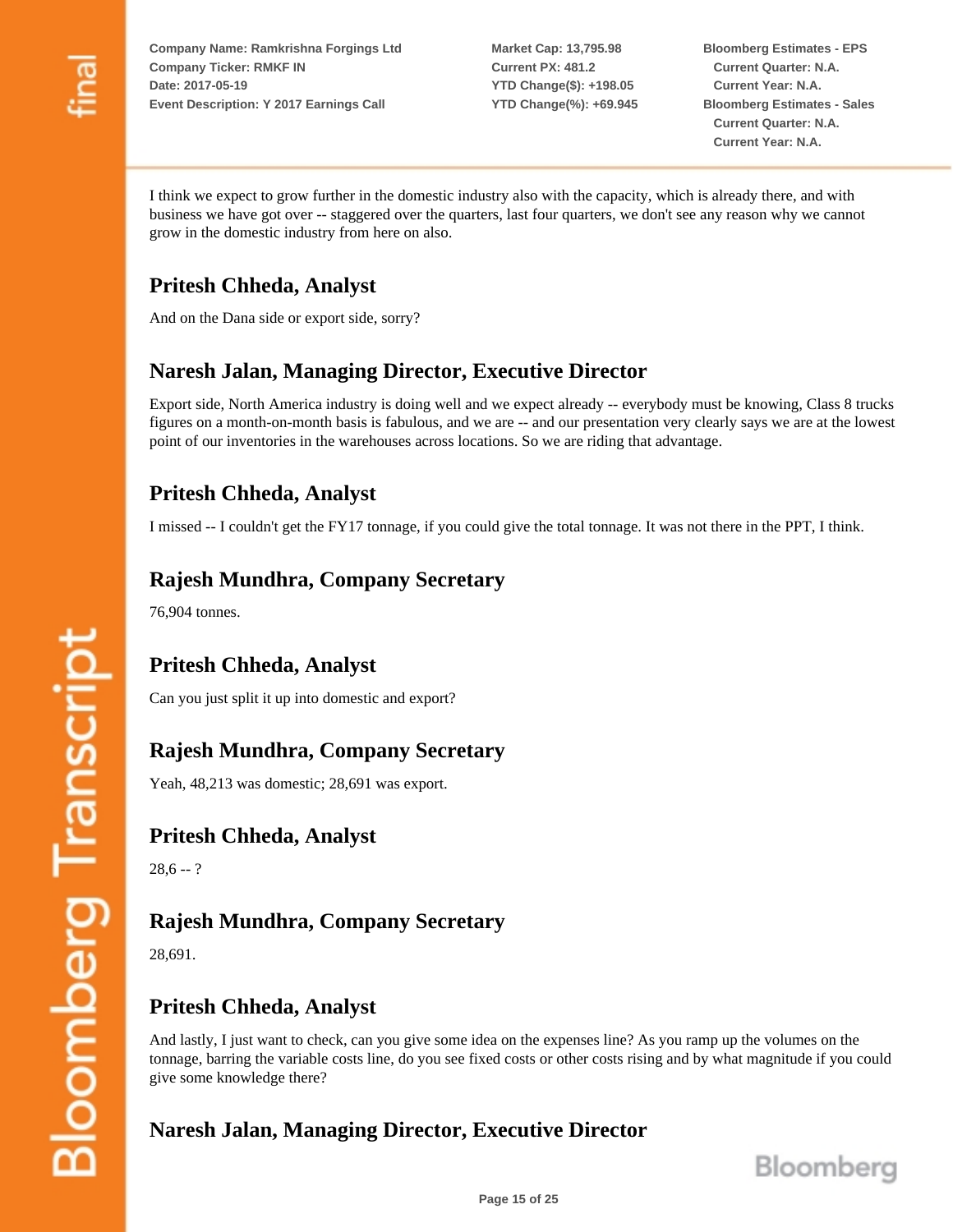I think we expect to grow further in the domestic industry also with the capacity, which is already there, and with business we have got over -- staggered over the quarters, last four quarters, we don't see any reason why we cannot grow in the domestic industry from here on also.

## Pritesh Chheda, Analyst

And on the Dana side or export side, sorry?

## Naresh Jalan, Managing Director, Executive Director

Export side, North America industry is doing well and we expect already -- everybody must be knowing, Class 8 trucks figures on a month-on-month basis is fabulous, and we are -- and our presentation very clearly says we are at the lowest point of our inventories in the warehouses across locations. So we are riding that advantage.

## Pritesh Chheda, Analyst

I missed -- I couldn't get the FY17 tonnage, if you could give the total tonnage. It was not there in the PPT, I think.

## Rajesh Mundhra, Company Secretary

76,904 tonnes.

## Pritesh Chheda, Analyst

Can you just split it up into domestic and export?

## Rajesh Mundhra, Company Secretary

Yeah, 48,213 was domestic; 28,691 was export.

## Pritesh Chheda, Analyst

28,6 -- ?

## Rajesh Mundhra, Company Secretary

28,691.

## Pritesh Chheda, Analyst

And lastly, I just want to check, can you give some idea on the expenses line? As you ramp up the volumes on the tonnage, barring the variable costs line, do you see fixed costs or other costs rising and by what magnitude if you could give some knowledge there?

## Naresh Jalan, Managing Director, Executive Director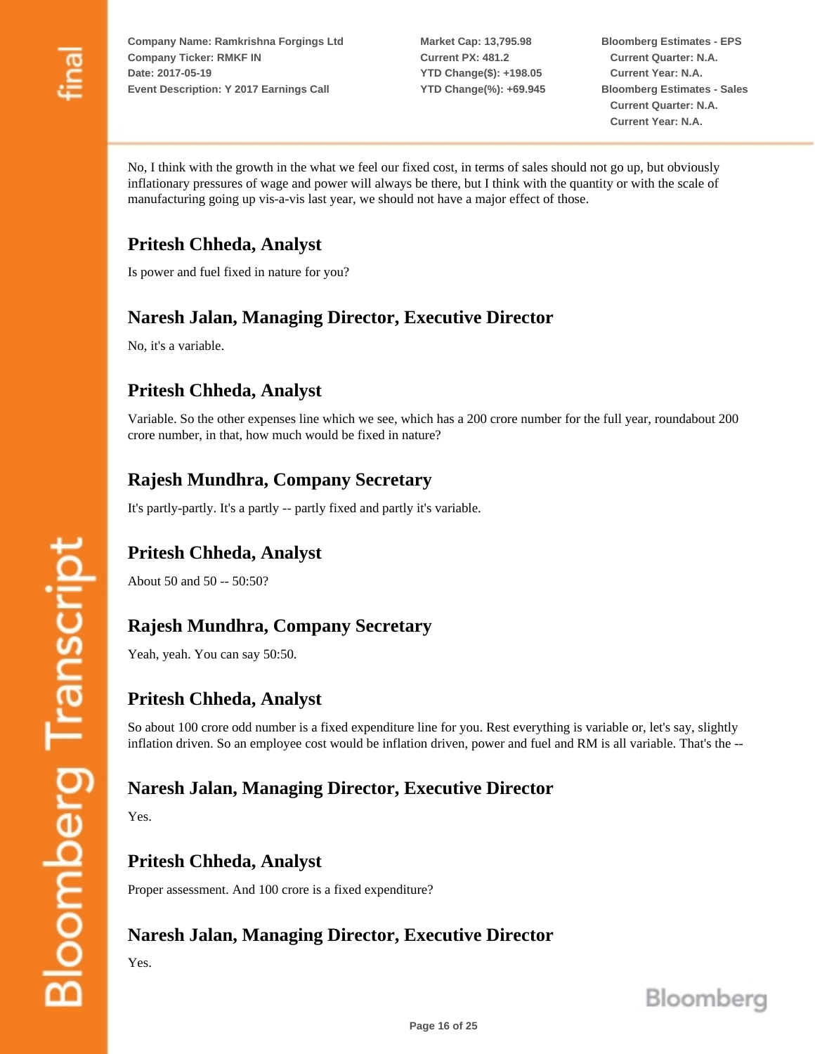No, I think with the growth in the what we feel our fixed cost, in terms of sales should not go up, but obviously inflationary pressures of wage and power will always be there, but I think with the quantity or with the scale of manufacturing going up vis-a-vis last year, we should not have a major effect of those.

## Pritesh Chheda, Analyst

Is power and fuel fixed in nature for you?

## Naresh Jalan, Managing Director, Executive Director

No, it's a variable.

## Pritesh Chheda, Analyst

Variable. So the other expenses line which we see, which has a 200 crore number for the full year, roundabout 200 crore number, in that, how much would be fixed in nature?

## Rajesh Mundhra, Company Secretary

It's partly-partly. It's a partly -- partly fixed and partly it's variable.

## Pritesh Chheda, Analyst

About 50 and 50 -- 50:50?

## Rajesh Mundhra, Company Secretary

Yeah, yeah. You can say 50:50.

## Pritesh Chheda, Analyst

So about 100 crore odd number is a fixed expenditure line for you. Rest everything is variable or, let's say, slightly inflation driven. So an employee cost would be inflation driven, power and fuel and RM is all variable. That's the --

## Naresh Jalan, Managing Director, Executive Director

Yes.

## Pritesh Chheda, Analyst

Proper assessment. And 100 crore is a fixed expenditure?

## Naresh Jalan, Managing Director, Executive Director

Yes.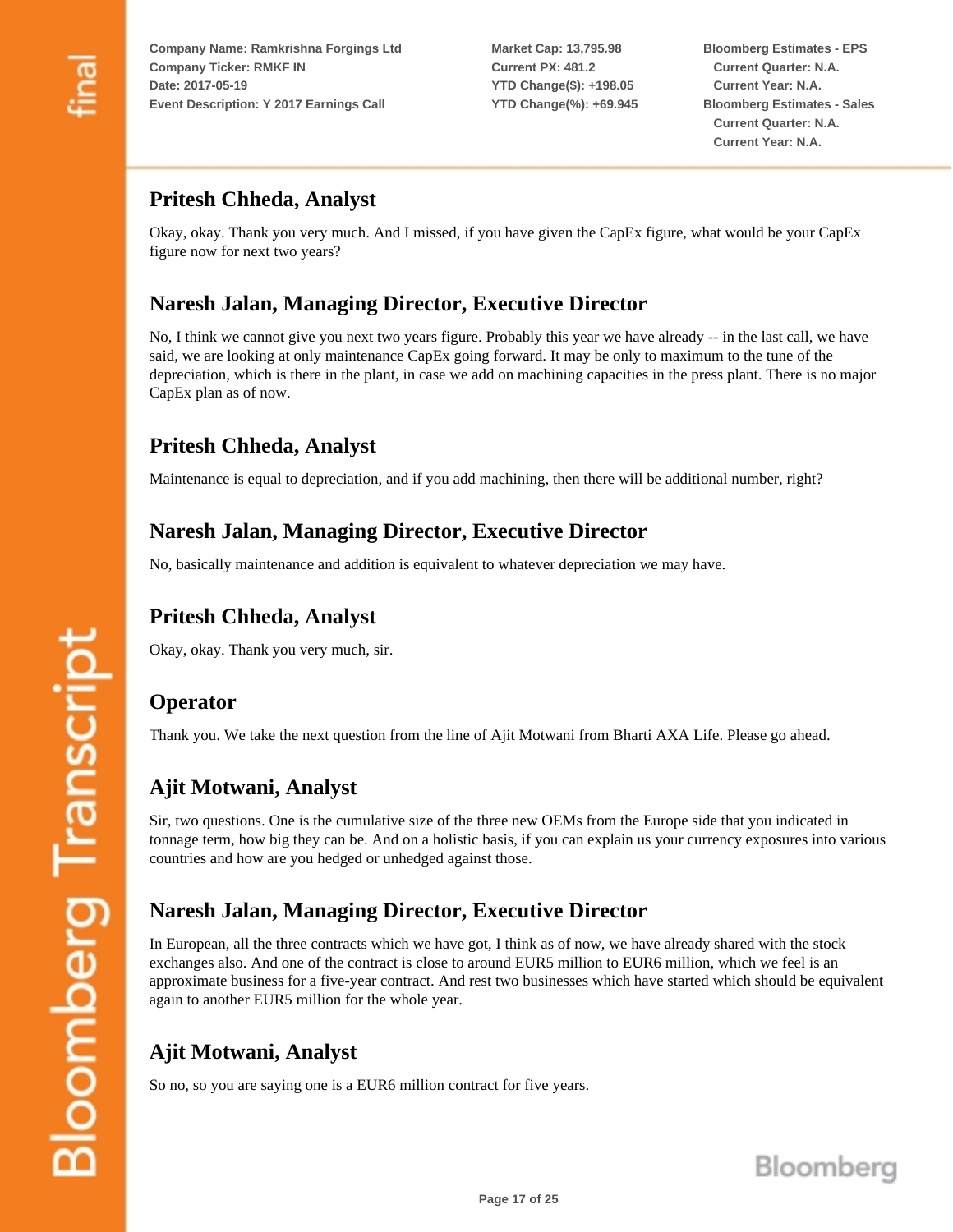## Pritesh Chheda, Analyst

Okay, okay. Thank you very much. And I missed, if you have given the CapEx figure, what would be your CapEx figure now for next two years?

## Naresh Jalan, Managing Director, Executive Director

No, I think we cannot give you next two years figure. Probably this year we have already -- in the last call, we have said, we are looking at only maintenance CapEx going forward. It may be only to maximum to the tune of the depreciation, which is there in the plant, in case we add on machining capacities in the press plant. There is no major CapEx plan as of now.

## Pritesh Chheda, Analyst

Maintenance is equal to depreciation, and if you add machining, then there will be additional number, right?

## Naresh Jalan, Managing Director, Executive Director

No, basically maintenance and addition is equivalent to whatever depreciation we may have.

## Pritesh Chheda, Analyst

Okay, okay. Thank you very much, sir.

## Operator

Thank you. We take the next question from the line of Ajit Motwani from Bharti AXA Life. Please go ahead.

## Ajit Motwani, Analyst

Sir, two questions. One is the cumulative size of the three new OEMs from the Europe side that you indicated in tonnage term, how big they can be. And on a holistic basis, if you can explain us your currency exposures into various countries and how are you hedged or unhedged against those.

## Naresh Jalan, Managing Director, Executive Director

In European, all the three contracts which we have got, I think as of now, we have already shared with the stock exchanges also. And one of the contract is close to around EUR5 million to EUR6 million, which we feel is an approximate business for a five-year contract. And rest two businesses which have started which should be equivalent again to another EUR5 million for the whole year.

## Ajit Motwani, Analyst

So no, so you are saying one is a EUR6 million contract for five years.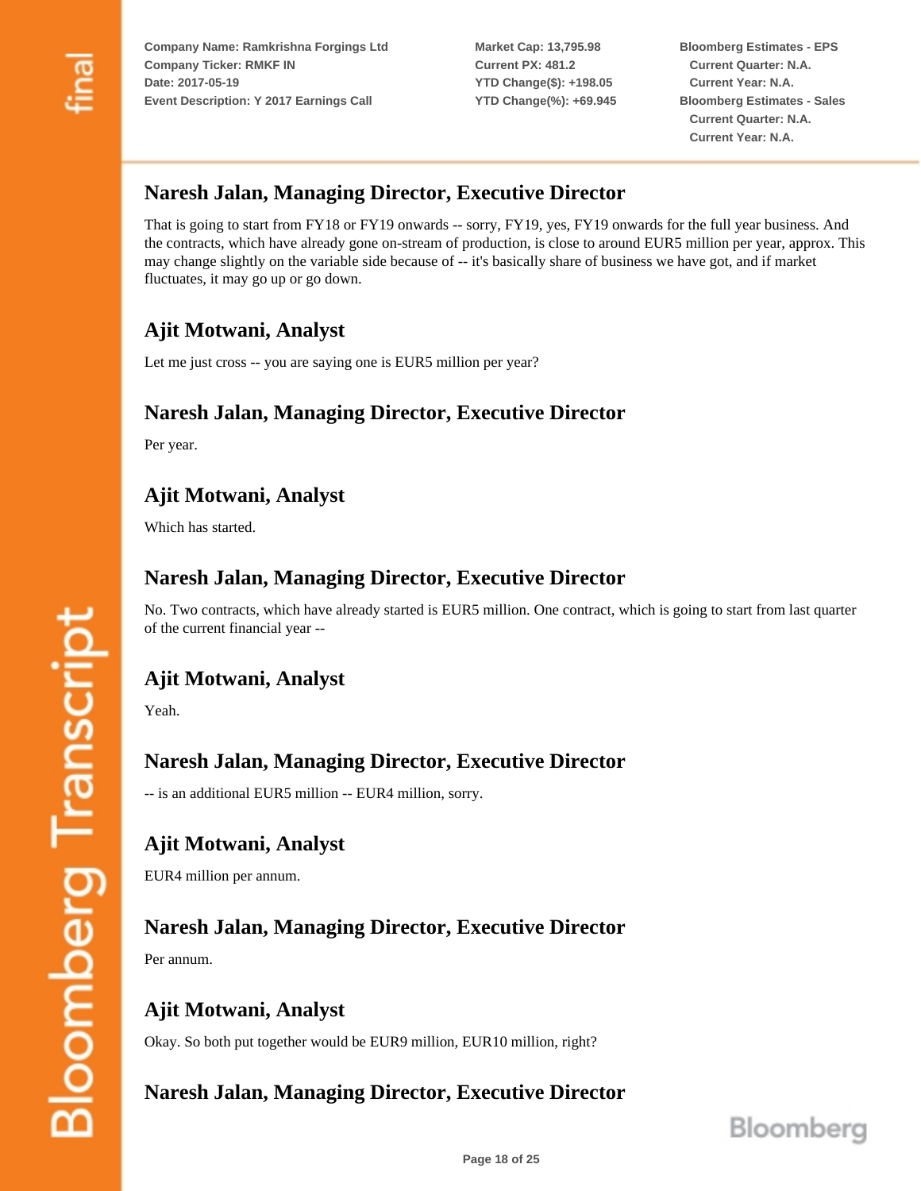## Naresh Jalan, Managing Director, Executive Director

That is going to start from FY18 or FY19 onwards -- sorry, FY19, yes, FY19 onwards for the full year business. And the contracts, which have already gone on-stream of production, is close to around EUR5 million per year, approx. This may change slightly on the variable side because of -- it's basically share of business we have got, and if market fluctuates, it may go up or go down.

## Ajit Motwani, Analyst

Let me just cross -- you are saying one is EUR5 million per year?

## Naresh Jalan, Managing Director, Executive Director

Per year.

## Ajit Motwani, Analyst

Which has started.

## Naresh Jalan, Managing Director, Executive Director

No. Two contracts, which have already started is EUR5 million. One contract, which is going to start from last quarter of the current financial year --

## Ajit Motwani, Analyst

Yeah.

## Naresh Jalan, Managing Director, Executive Director

-- is an additional EUR5 million -- EUR4 million, sorry.

## Ajit Motwani, Analyst

EUR4 million per annum.

## Naresh Jalan, Managing Director, Executive Director

Per annum.

## Ajit Motwani, Analyst

Okay. So both put together would be EUR9 million, EUR10 million, right?

## Naresh Jalan, Managing Director, Executive Director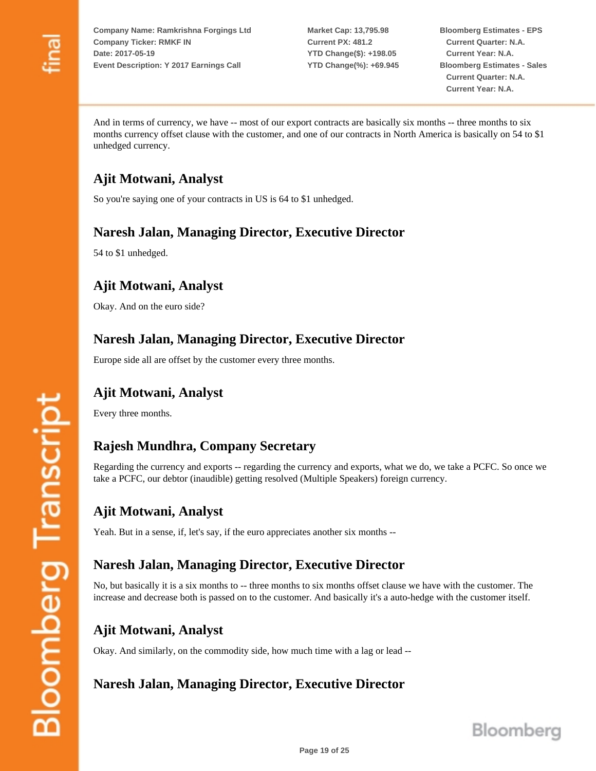And in terms of currency, we have -- most of our export contracts are basically six months -- three months to six months currency offset clause with the customer, and one of our contracts in North America is basically on 54 to $1 unhedged currency.

## Ajit Motwani, Analyst

So you're saying one of your contracts in US is 64 to $1 unhedged.

## Naresh Jalan, Managing Director, Executive Director

54 to $1 unhedged.

## Ajit Motwani, Analyst

Okay. And on the euro side?

## Naresh Jalan, Managing Director, Executive Director

Europe side all are offset by the customer every three months.

## Ajit Motwani, Analyst

Every three months.

## Rajesh Mundhra, Company Secretary

Regarding the currency and exports -- regarding the currency and exports, what we do, we take a PCFC. So once we take a PCFC, our debtor (inaudible) getting resolved (Multiple Speakers) foreign currency.

## Ajit Motwani, Analyst

Yeah. But in a sense, if, let's say, if the euro appreciates another six months --

## Naresh Jalan, Managing Director, Executive Director

No, but basically it is a six months to -- three months to six months offset clause we have with the customer. The increase and decrease both is passed on to the customer. And basically it's a auto-hedge with the customer itself.

## Ajit Motwani, Analyst

Okay. And similarly, on the commodity side, how much time with a lag or lead --

## Naresh Jalan, Managing Director, Executive Director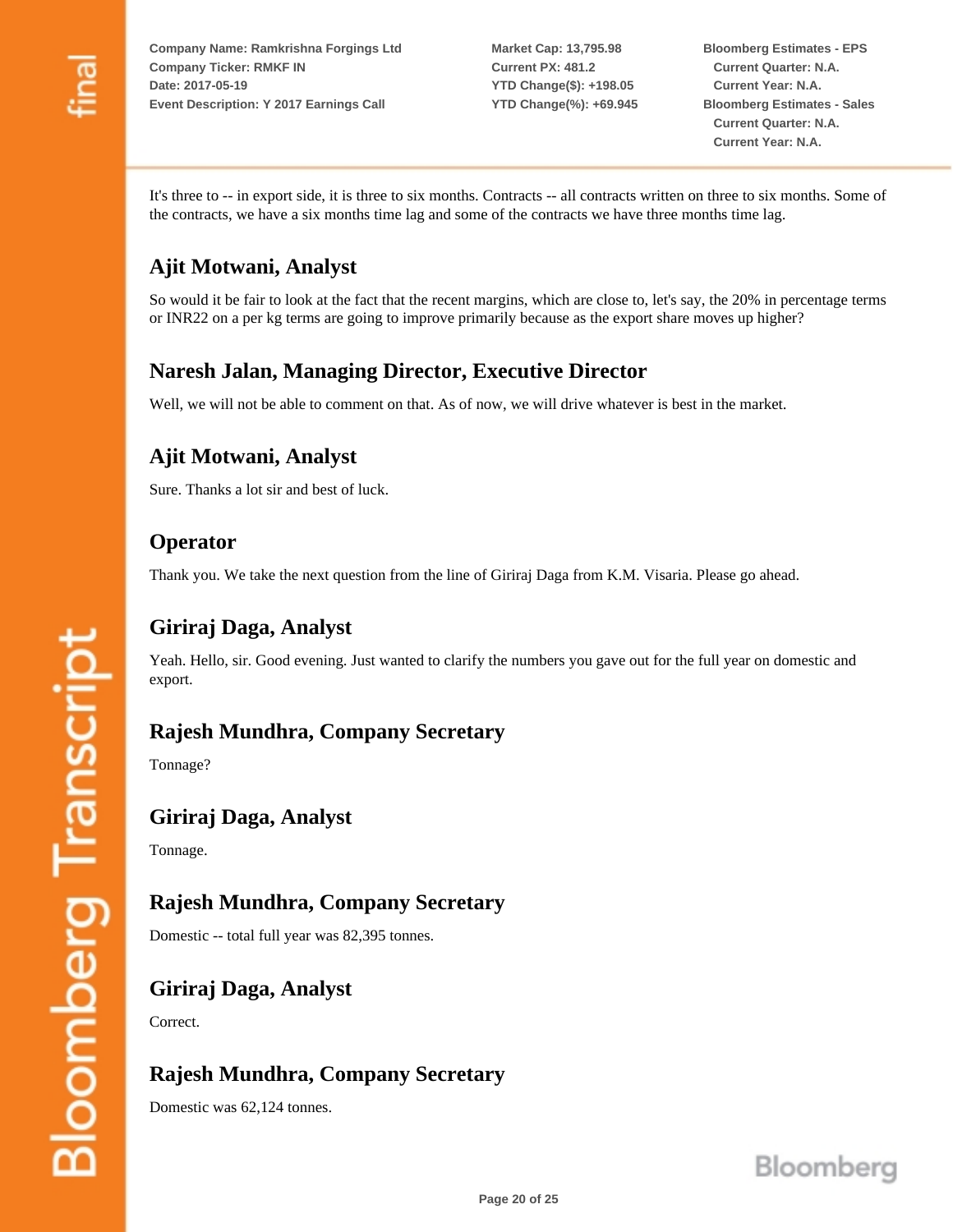It's three to -- in export side, it is three to six months. Contracts -- all contracts written on three to six months. Some of the contracts, we have a six months time lag and some of the contracts we have three months time lag.

## Ajit Motwani, Analyst

So would it be fair to look at the fact that the recent margins, which are close to, let's say, the 20% in percentage terms or INR22 on a per kg terms are going to improve primarily because as the export share moves up higher?

## Naresh Jalan, Managing Director, Executive Director

Well, we will not be able to comment on that. As of now, we will drive whatever is best in the market.

## Ajit Motwani, Analyst

Sure. Thanks a lot sir and best of luck.

## Operator

Thank you. We take the next question from the line of Giriraj Daga from K.M. Visaria. Please go ahead.

## Giriraj Daga, Analyst

Yeah. Hello, sir. Good evening. Just wanted to clarify the numbers you gave out for the full year on domestic and export.

## Rajesh Mundhra, Company Secretary

Tonnage?

## Giriraj Daga, Analyst

Tonnage.

## Rajesh Mundhra, Company Secretary

Domestic -- total full year was 82,395 tonnes.

## Giriraj Daga, Analyst

Correct.

## Rajesh Mundhra, Company Secretary

Domestic was 62,124 tonnes.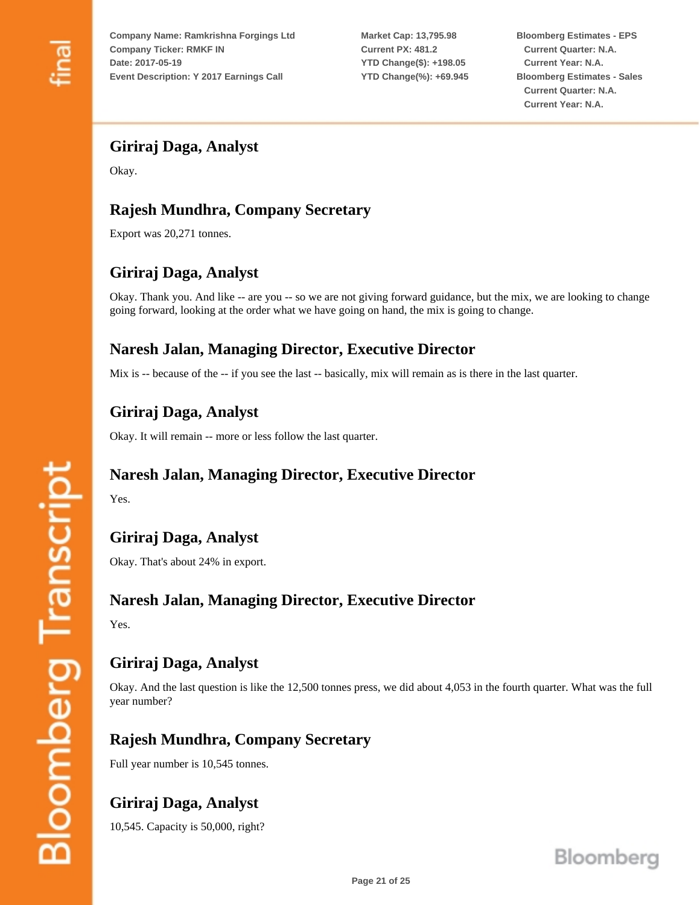## Giriraj Daga, Analyst

Okay.

## Rajesh Mundhra, Company Secretary

Export was 20,271 tonnes.

## Giriraj Daga, Analyst

Okay. Thank you. And like -- are you -- so we are not giving forward guidance, but the mix, we are looking to change going forward, looking at the order what we have going on hand, the mix is going to change.

## Naresh Jalan, Managing Director, Executive Director

Mix is -- because of the -- if you see the last -- basically, mix will remain as is there in the last quarter.

## Giriraj Daga, Analyst

Okay. It will remain -- more or less follow the last quarter.

## Naresh Jalan, Managing Director, Executive Director

Yes.

## Giriraj Daga, Analyst

Okay. That's about 24% in export.

## Naresh Jalan, Managing Director, Executive Director

Yes.

## Giriraj Daga, Analyst

Okay. And the last question is like the 12,500 tonnes press, we did about 4,053 in the fourth quarter. What was the full year number?

## Rajesh Mundhra, Company Secretary

Full year number is 10,545 tonnes.

## Giriraj Daga, Analyst

10,545. Capacity is 50,000, right?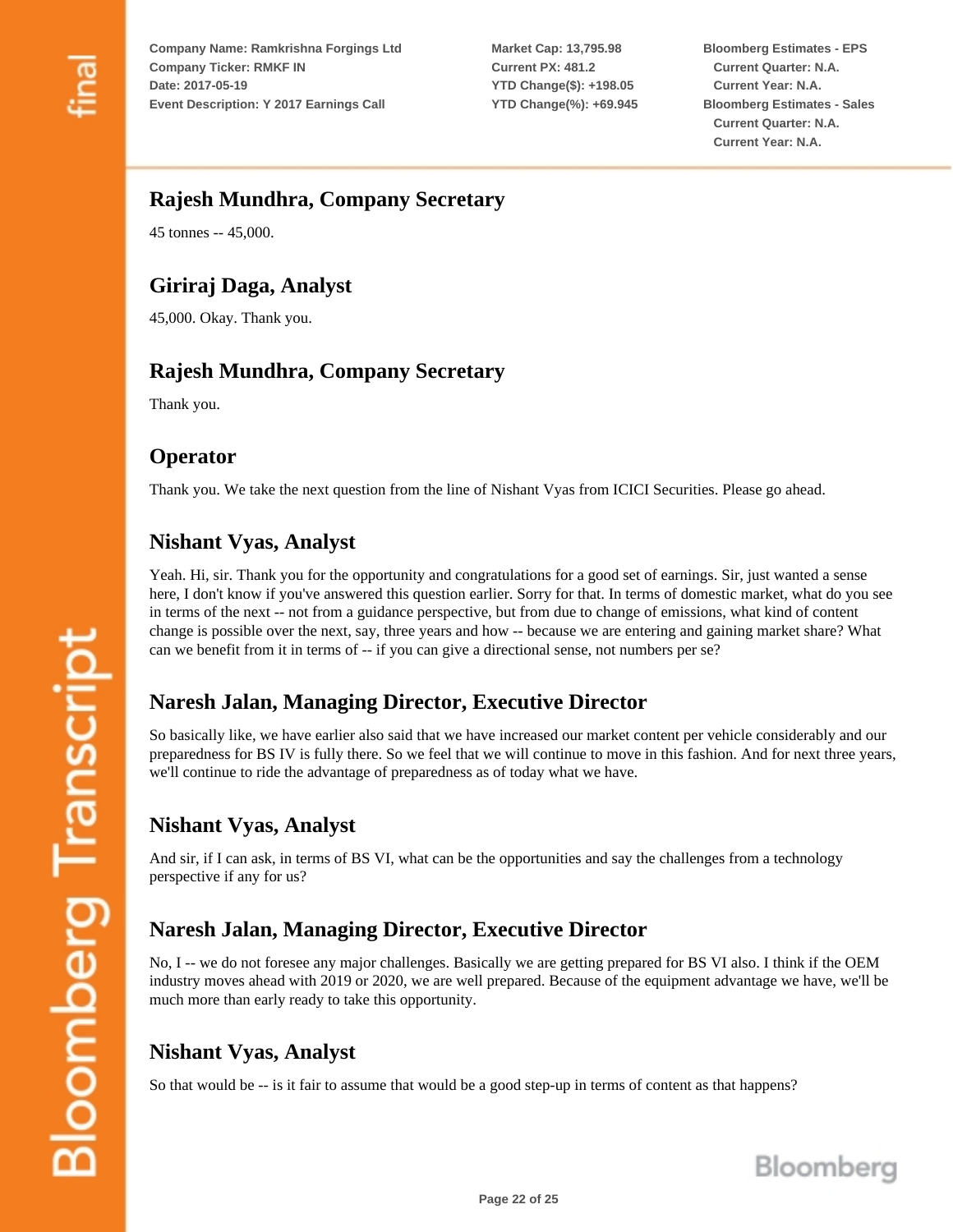## Rajesh Mundhra, Company Secretary

45 tonnes -- 45,000.

## Giriraj Daga, Analyst

45,000. Okay. Thank you.

## Rajesh Mundhra, Company Secretary

Thank you.

## Operator

Thank you. We take the next question from the line of Nishant Vyas from ICICI Securities. Please go ahead.

## Nishant Vyas, Analyst

Yeah. Hi, sir. Thank you for the opportunity and congratulations for a good set of earnings. Sir, just wanted a sense here, I don't know if you've answered this question earlier. Sorry for that. In terms of domestic market, what do you see in terms of the next -- not from a guidance perspective, but from due to change of emissions, what kind of content change is possible over the next, say, three years and how -- because we are entering and gaining market share? What can we benefit from it in terms of -- if you can give a directional sense, not numbers per se?

## Naresh Jalan, Managing Director, Executive Director

So basically like, we have earlier also said that we have increased our market content per vehicle considerably and our preparedness for BS IV is fully there. So we feel that we will continue to move in this fashion. And for next three years, we'll continue to ride the advantage of preparedness as of today what we have.

## Nishant Vyas, Analyst

And sir, if I can ask, in terms of BS VI, what can be the opportunities and say the challenges from a technology perspective if any for us?

## Naresh Jalan, Managing Director, Executive Director

No, I -- we do not foresee any major challenges. Basically we are getting prepared for BS VI also. I think if the OEM industry moves ahead with 2019 or 2020, we are well prepared. Because of the equipment advantage we have, we'll be much more than early ready to take this opportunity.

## Nishant Vyas, Analyst

So that would be -- is it fair to assume that would be a good step-up in terms of content as that happens?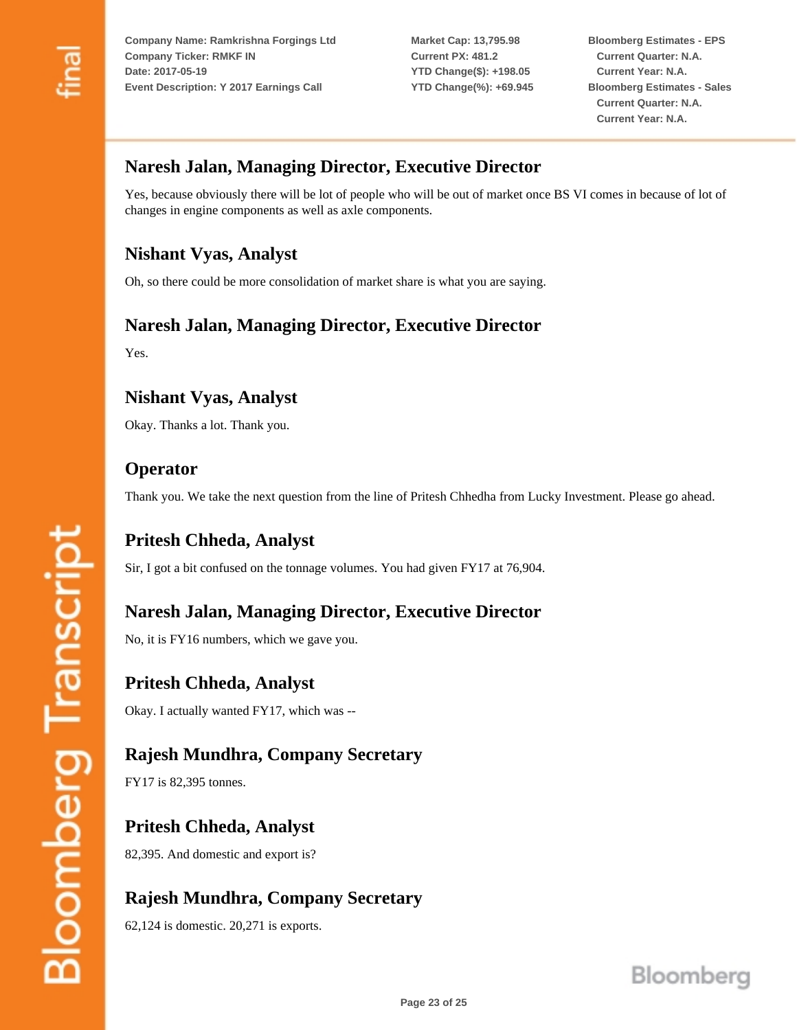## Naresh Jalan, Managing Director, Executive Director

Yes, because obviously there will be lot of people who will be out of market once BS VI comes in because of lot of changes in engine components as well as axle components.

## Nishant Vyas, Analyst

Oh, so there could be more consolidation of market share is what you are saying.

## Naresh Jalan, Managing Director, Executive Director

Yes.

## Nishant Vyas, Analyst

Okay. Thanks a lot. Thank you.

## Operator

Thank you. We take the next question from the line of Pritesh Chhedha from Lucky Investment. Please go ahead.

## Pritesh Chheda, Analyst

Sir, I got a bit confused on the tonnage volumes. You had given FY17 at 76,904.

## Naresh Jalan, Managing Director, Executive Director

No, it is FY16 numbers, which we gave you.

## Pritesh Chheda, Analyst

Okay. I actually wanted FY17, which was --

## Rajesh Mundhra, Company Secretary

FY17 is 82,395 tonnes.

## Pritesh Chheda, Analyst

82,395. And domestic and export is?

## Rajesh Mundhra, Company Secretary

62,124 is domestic. 20,271 is exports.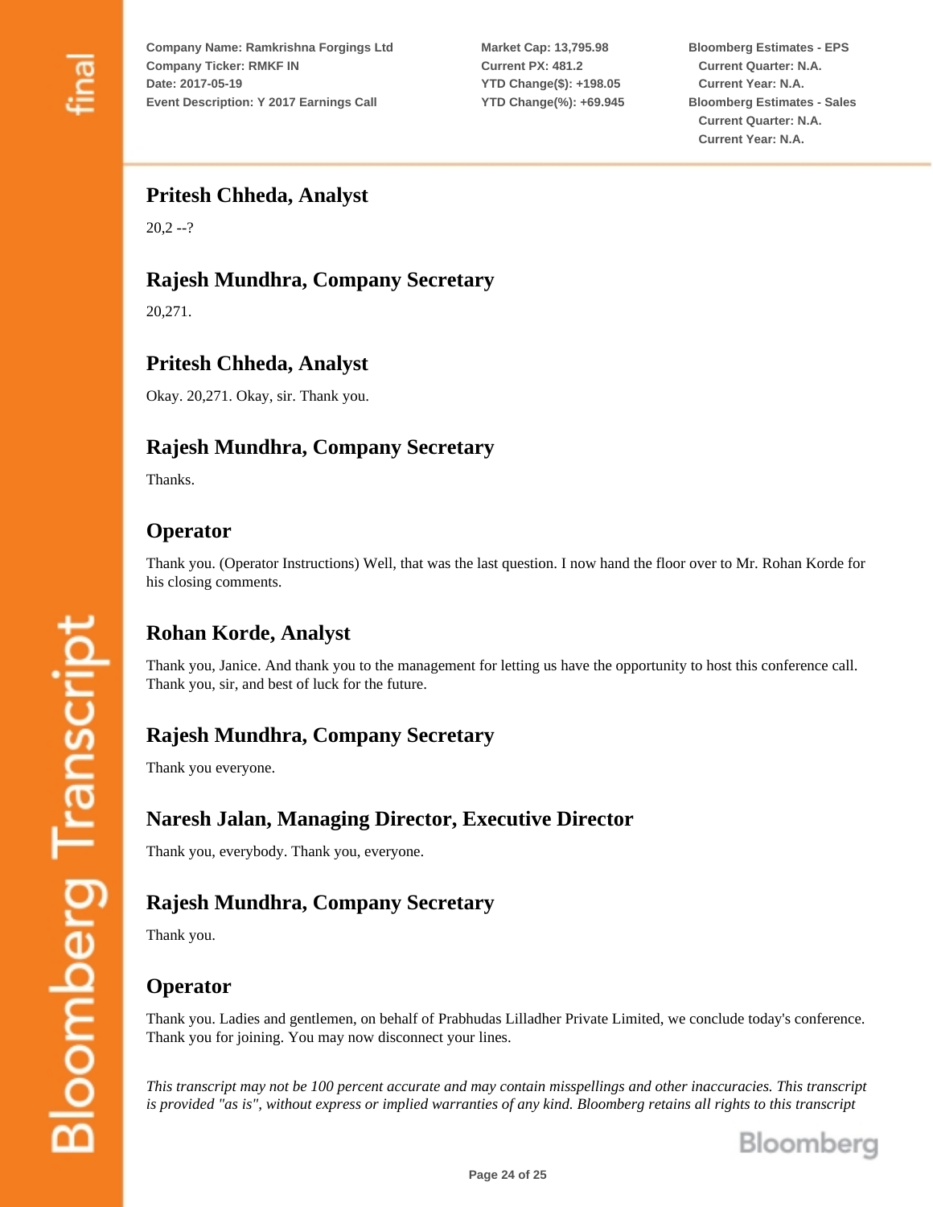### Pritesh Chheda, Analyst

20,2 --?

### Rajesh Mundhra, Company Secretary

20,271.

### Pritesh Chheda, Analyst

Okay. 20,271. Okay, sir. Thank you.

### Rajesh Mundhra, Company Secretary

Thanks.

### Operator

Thank you. (Operator Instructions) Well, that was the last question. I now hand the floor over to Mr. Rohan Korde for his closing comments.

### Rohan Korde, Analyst

Thank you, Janice. And thank you to the management for letting us have the opportunity to host this conference call. Thank you, sir, and best of luck for the future.

### Rajesh Mundhra, Company Secretary

Thank you everyone.

### Naresh Jalan, Managing Director, Executive Director

Thank you, everybody. Thank you, everyone.

### Rajesh Mundhra, Company Secretary

Thank you.

### Operator

Thank you. Ladies and gentlemen, on behalf of Prabhudas Lilladher Private Limited, we conclude today's conference. Thank you for joining. You may now disconnect your lines.

*This transcript may not be 100 percent accurate and may contain misspellings and other inaccuracies. This transcript is provided "as is", without express or implied warranties of any kind. Bloomberg retains all rights to this transcript*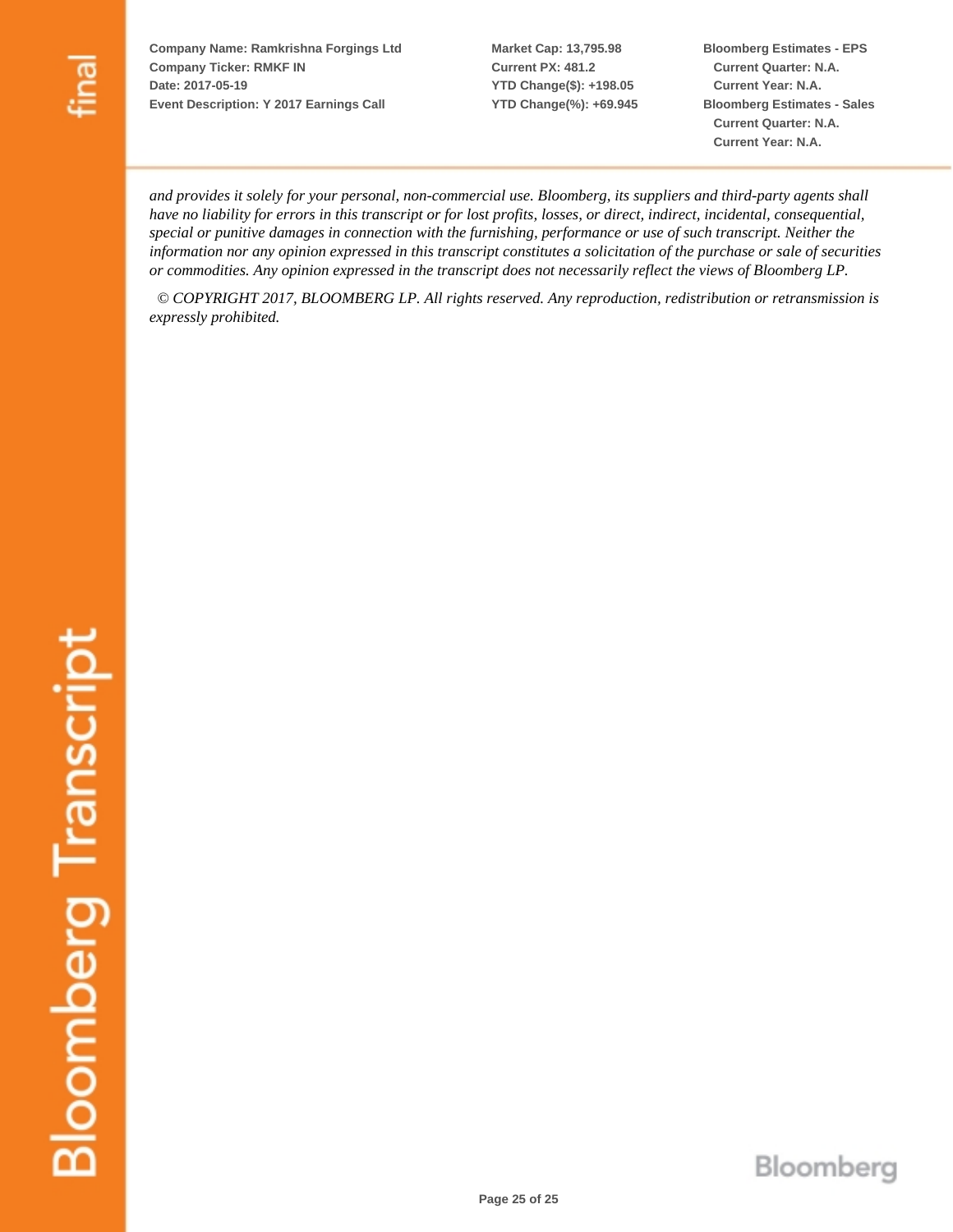*and provides it solely for your personal, non-commercial use. Bloomberg, its suppliers and third-party agents shall have no liability for errors in this transcript or for lost profits, losses, or direct, indirect, incidental, consequential, special or punitive damages in connection with the furnishing, performance or use of such transcript. Neither the information nor any opinion expressed in this transcript constitutes a solicitation of the purchase or sale of securities or commodities. Any opinion expressed in the transcript does not necessarily reflect the views of Bloomberg LP.*

*© COPYRIGHT 2017, BLOOMBERG LP. All rights reserved. Any reproduction, redistribution or retransmission is expressly prohibited.*